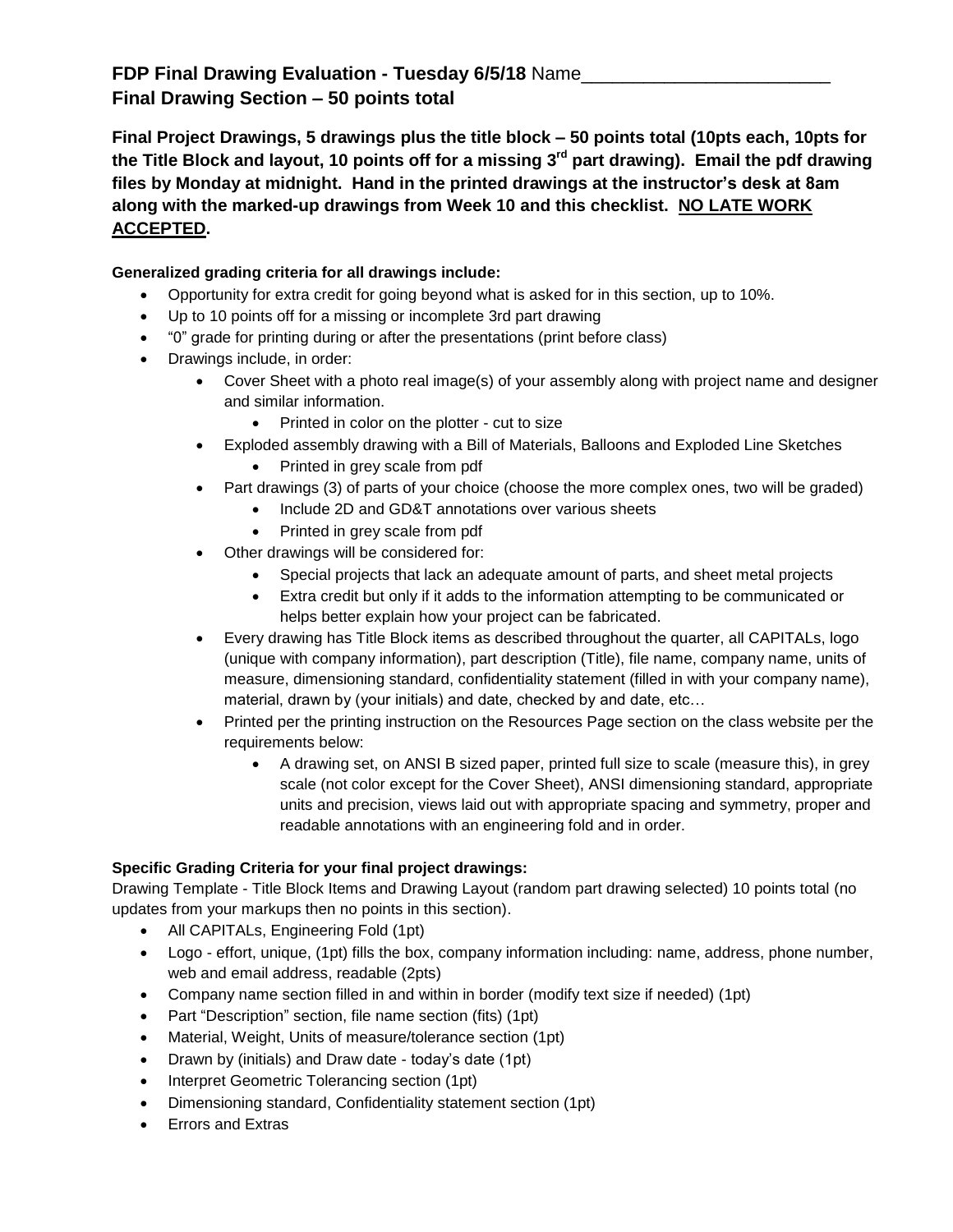**FDP Final Drawing Evaluation - Tuesday 6/5/18** Name________________________
**Final Drawing Section – 50 points total**

**Final Project Drawings, 5 drawings plus the title block – 50 points total (10pts each, 10pts for the Title Block and layout, 10 points off for a missing 3rd part drawing). Email the pdf drawing files by Monday at midnight. Hand in the printed drawings at the instructor's desk at 8am along with the marked-up drawings from Week 10 and this checklist. <u>NO LATE WORK ACCEPTED</u>.**

**Generalized grading criteria for all drawings include:**

- Opportunity for extra credit for going beyond what is asked for in this section, up to 10%.
- Up to 10 points off for a missing or incomplete 3rd part drawing
- "0" grade for printing during or after the presentations (print before class)
- Drawings include, in order:
    - Cover Sheet with a photo real image(s) of your assembly along with project name and designer and similar information.
        - Printed in color on the plotter - cut to size
    - Exploded assembly drawing with a Bill of Materials, Balloons and Exploded Line Sketches
        - Printed in grey scale from pdf
    - Part drawings (3) of parts of your choice (choose the more complex ones, two will be graded)
        - Include 2D and GD&T annotations over various sheets
        - Printed in grey scale from pdf
    - Other drawings will be considered for:
        - Special projects that lack an adequate amount of parts, and sheet metal projects
        - Extra credit but only if it adds to the information attempting to be communicated or helps better explain how your project can be fabricated.
    - Every drawing has Title Block items as described throughout the quarter, all CAPITALs, logo (unique with company information), part description (Title), file name, company name, units of measure, dimensioning standard, confidentiality statement (filled in with your company name), material, drawn by (your initials) and date, checked by and date, etc…
    - Printed per the printing instruction on the Resources Page section on the class website per the requirements below:
        - A drawing set, on ANSI B sized paper, printed full size to scale (measure this), in grey scale (not color except for the Cover Sheet), ANSI dimensioning standard, appropriate units and precision, views laid out with appropriate spacing and symmetry, proper and readable annotations with an engineering fold and in order.

**Specific Grading Criteria for your final project drawings:**

Drawing Template - Title Block Items and Drawing Layout (random part drawing selected) 10 points total (no updates from your markups then no points in this section).

- All CAPITALs, Engineering Fold (1pt)
- Logo - effort, unique, (1pt) fills the box, company information including: name, address, phone number, web and email address, readable (2pts)
- Company name section filled in and within in border (modify text size if needed) (1pt)
- Part "Description" section, file name section (fits) (1pt)
- Material, Weight, Units of measure/tolerance section (1pt)
- Drawn by (initials) and Draw date - today's date (1pt)
- Interpret Geometric Tolerancing section (1pt)
- Dimensioning standard, Confidentiality statement section (1pt)
- Errors and Extras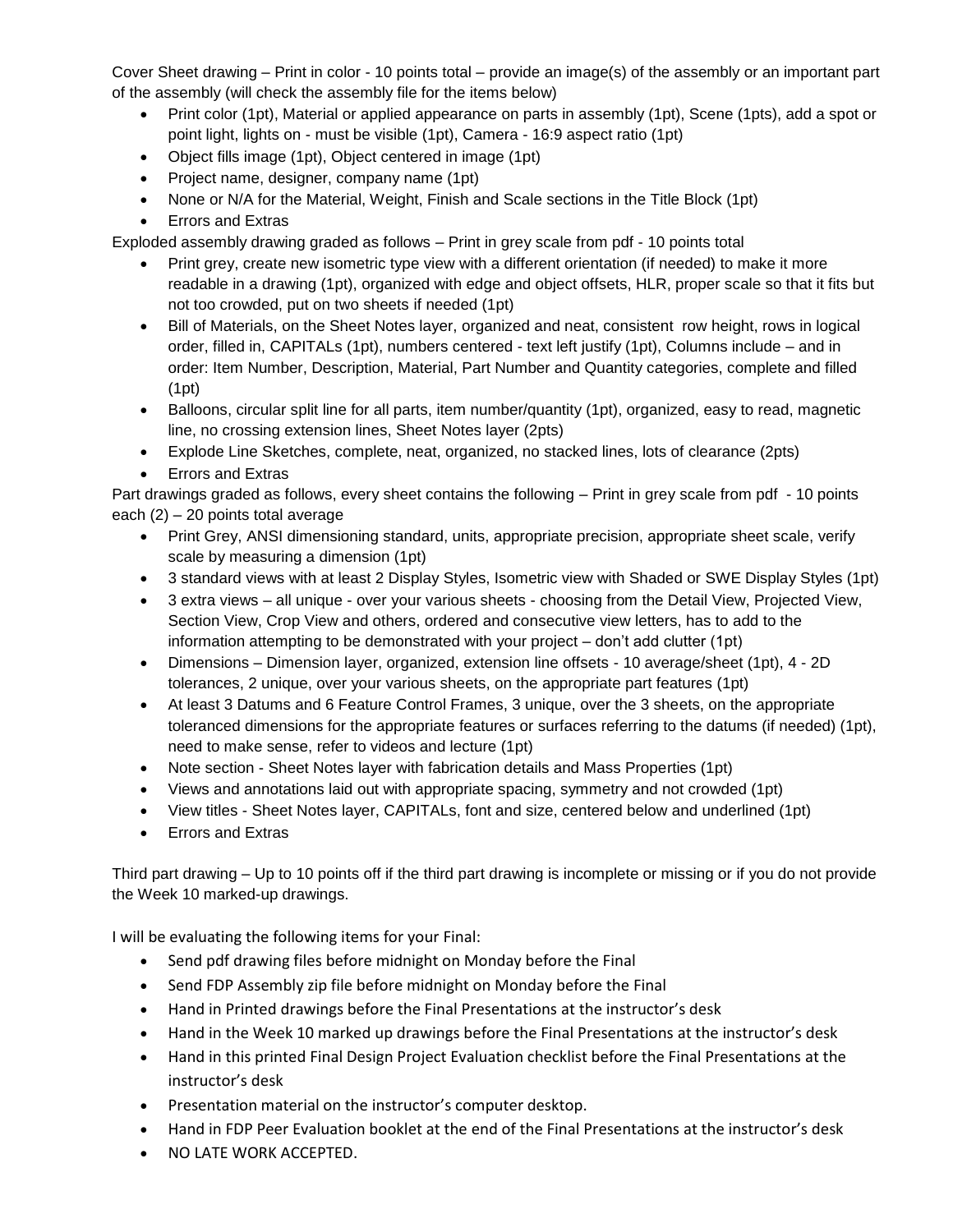Cover Sheet drawing – Print in color - 10 points total – provide an image(s) of the assembly or an important part of the assembly (will check the assembly file for the items below)

- Print color (1pt), Material or applied appearance on parts in assembly (1pt), Scene (1pts), add a spot or point light, lights on - must be visible (1pt), Camera - 16:9 aspect ratio (1pt)
- Object fills image (1pt), Object centered in image (1pt)
- Project name, designer, company name (1pt)
- None or N/A for the Material, Weight, Finish and Scale sections in the Title Block (1pt)
- Errors and Extras

Exploded assembly drawing graded as follows – Print in grey scale from pdf - 10 points total

- Print grey, create new isometric type view with a different orientation (if needed) to make it more readable in a drawing (1pt), organized with edge and object offsets, HLR, proper scale so that it fits but not too crowded, put on two sheets if needed (1pt)
- Bill of Materials, on the Sheet Notes layer, organized and neat, consistent row height, rows in logical order, filled in, CAPITALs (1pt), numbers centered - text left justify (1pt), Columns include – and in order: Item Number, Description, Material, Part Number and Quantity categories, complete and filled (1pt)
- Balloons, circular split line for all parts, item number/quantity (1pt), organized, easy to read, magnetic line, no crossing extension lines, Sheet Notes layer (2pts)
- Explode Line Sketches, complete, neat, organized, no stacked lines, lots of clearance (2pts)
- Errors and Extras

Part drawings graded as follows, every sheet contains the following – Print in grey scale from pdf - 10 points each (2) – 20 points total average

- Print Grey, ANSI dimensioning standard, units, appropriate precision, appropriate sheet scale, verify scale by measuring a dimension (1pt)
- 3 standard views with at least 2 Display Styles, Isometric view with Shaded or SWE Display Styles (1pt)
- 3 extra views – all unique - over your various sheets - choosing from the Detail View, Projected View, Section View, Crop View and others, ordered and consecutive view letters, has to add to the information attempting to be demonstrated with your project – don't add clutter (1pt)
- Dimensions – Dimension layer, organized, extension line offsets - 10 average/sheet (1pt), 4 - 2D tolerances, 2 unique, over your various sheets, on the appropriate part features (1pt)
- At least 3 Datums and 6 Feature Control Frames, 3 unique, over the 3 sheets, on the appropriate toleranced dimensions for the appropriate features or surfaces referring to the datums (if needed) (1pt), need to make sense, refer to videos and lecture (1pt)
- Note section - Sheet Notes layer with fabrication details and Mass Properties (1pt)
- Views and annotations laid out with appropriate spacing, symmetry and not crowded (1pt)
- View titles - Sheet Notes layer, CAPITALs, font and size, centered below and underlined (1pt)
- Errors and Extras

Third part drawing – Up to 10 points off if the third part drawing is incomplete or missing or if you do not provide the Week 10 marked-up drawings.

I will be evaluating the following items for your Final:

- Send pdf drawing files before midnight on Monday before the Final
- Send FDP Assembly zip file before midnight on Monday before the Final
- Hand in Printed drawings before the Final Presentations at the instructor's desk
- Hand in the Week 10 marked up drawings before the Final Presentations at the instructor's desk
- Hand in this printed Final Design Project Evaluation checklist before the Final Presentations at the instructor's desk
- Presentation material on the instructor's computer desktop.
- Hand in FDP Peer Evaluation booklet at the end of the Final Presentations at the instructor's desk
- NO LATE WORK ACCEPTED.